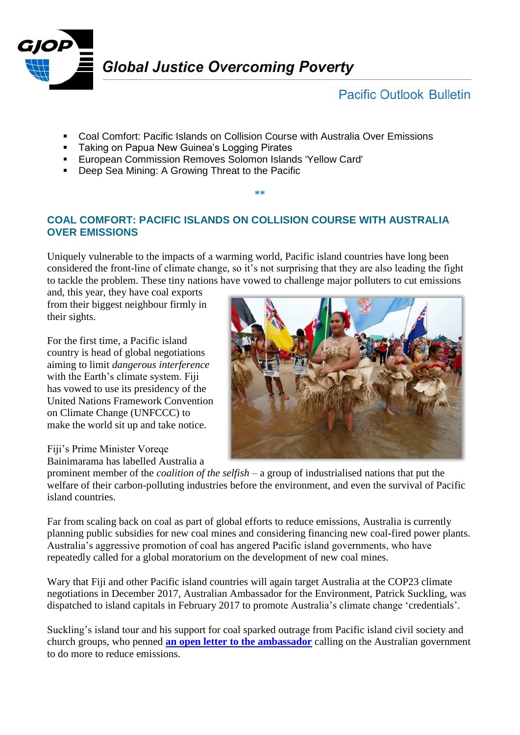# Global Justice Overcoming Poverty

## Pacific Outlook Bulletin

- Coal Comfort: Pacific Islands on Collision Course with Australia Over Emissions
- Taking on Papua New Guinea's Logging Pirates
- European Commission Removes Solomon Islands 'Yellow Card'
- Deep Sea Mining: A Growing Threat to the Pacific

**

## COAL COMFORT: PACIFIC ISLANDS ON COLLISION COURSE WITH AUSTRALIA OVER EMISSIONS

Uniquely vulnerable to the impacts of a warming world, Pacific island countries have long been considered the front-line of climate change, so it's not surprising that they are also leading the fight to tackle the problem. These tiny nations have vowed to challenge major polluters to cut emissions and, this year, they have coal exports from their biggest neighbour firmly in their sights.

For the first time, a Pacific island country is head of global negotiations aiming to limit *dangerous interference* with the Earth's climate system. Fiji has vowed to use its presidency of the United Nations Framework Convention on Climate Change (UNFCCC) to make the world sit up and take notice.

Fiji's Prime Minister Voreqe Bainimarama has labelled Australia a prominent member of the *coalition of the selfish* – a group of industrialised nations that put the welfare of their carbon-polluting industries before the environment, and even the survival of Pacific island countries.

Far from scaling back on coal as part of global efforts to reduce emissions, Australia is currently planning public subsidies for new coal mines and considering financing new coal-fired power plants. Australia's aggressive promotion of coal has angered Pacific island governments, who have repeatedly called for a global moratorium on the development of new coal mines.

Wary that Fiji and other Pacific island countries will again target Australia at the COP23 climate negotiations in December 2017, Australian Ambassador for the Environment, Patrick Suckling, was dispatched to island capitals in February 2017 to promote Australia's climate change 'credentials'.

Suckling's island tour and his support for coal sparked outrage from Pacific island civil society and church groups, who penned **an open letter to the ambassador** calling on the Australian government to do more to reduce emissions.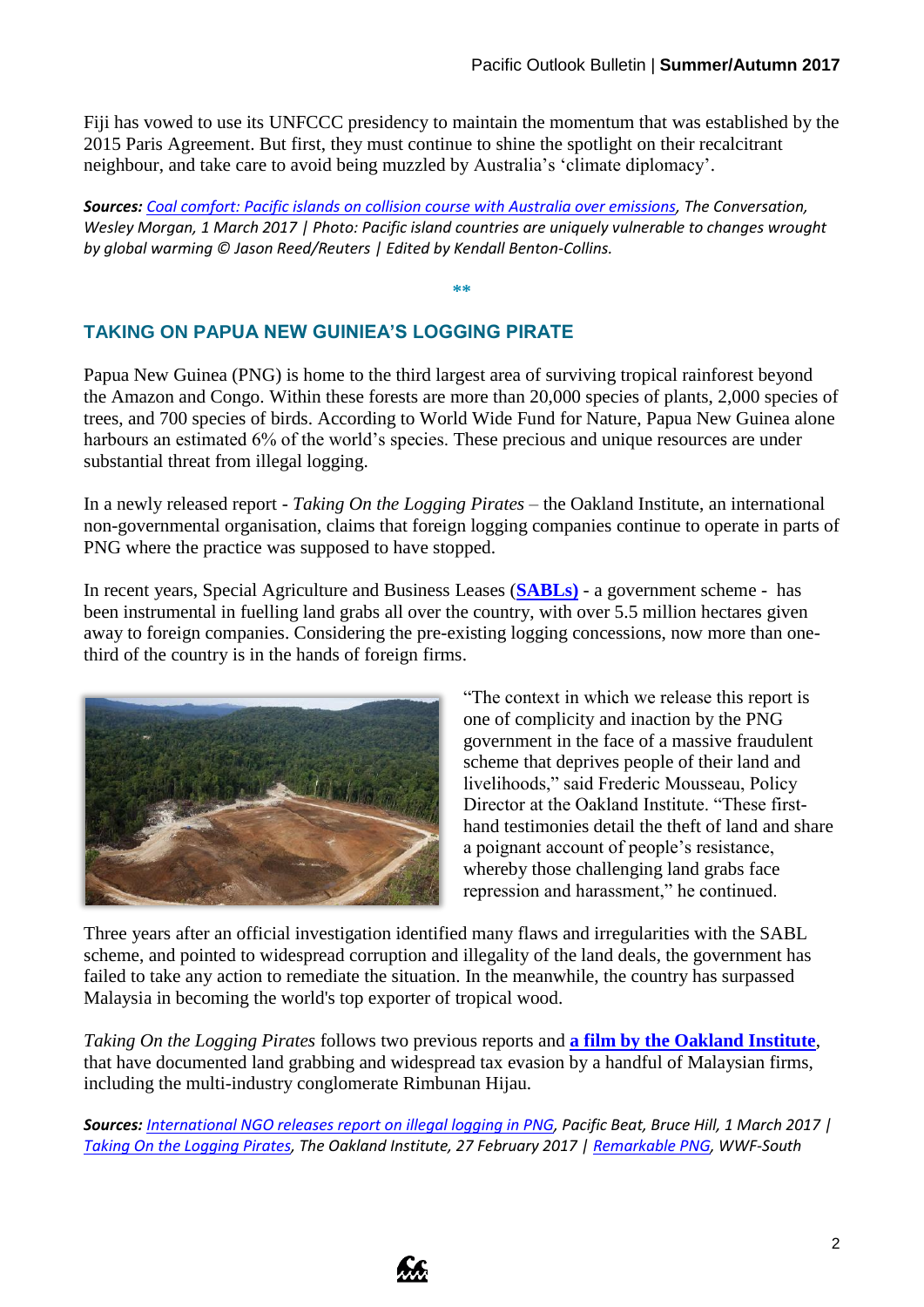Fiji has vowed to use its UNFCCC presidency to maintain the momentum that was established by the 2015 Paris Agreement. But first, they must continue to shine the spotlight on their recalcitrant neighbour, and take care to avoid being muzzled by Australia's 'climate diplomacy'.

***Sources:*** *Coal comfort: Pacific islands on collision course with Australia over emissions, The Conversation, Wesley Morgan, 1 March 2017 | Photo: Pacific island countries are uniquely vulnerable to changes wrought by global warming © Jason Reed/Reuters | Edited by Kendall Benton-Collins.*

**

## TAKING ON PAPUA NEW GUINIEA'S LOGGING PIRATE

Papua New Guinea (PNG) is home to the third largest area of surviving tropical rainforest beyond the Amazon and Congo. Within these forests are more than 20,000 species of plants, 2,000 species of trees, and 700 species of birds. According to World Wide Fund for Nature, Papua New Guinea alone harbours an estimated 6% of the world's species. These precious and unique resources are under substantial threat from illegal logging.

In a newly released report - *Taking On the Logging Pirates* – the Oakland Institute, an international non-governmental organisation, claims that foreign logging companies continue to operate in parts of PNG where the practice was supposed to have stopped.

In recent years, Special Agriculture and Business Leases (**SABLs)** - a government scheme - has been instrumental in fuelling land grabs all over the country, with over 5.5 million hectares given away to foreign companies. Considering the pre-existing logging concessions, now more than one-third of the country is in the hands of foreign firms.

"The context in which we release this report is one of complicity and inaction by the PNG government in the face of a massive fraudulent scheme that deprives people of their land and livelihoods," said Frederic Mousseau, Policy Director at the Oakland Institute. "These first-hand testimonies detail the theft of land and share a poignant account of people's resistance, whereby those challenging land grabs face repression and harassment," he continued.

Three years after an official investigation identified many flaws and irregularities with the SABL scheme, and pointed to widespread corruption and illegality of the land deals, the government has failed to take any action to remediate the situation. In the meanwhile, the country has surpassed Malaysia in becoming the world's top exporter of tropical wood.

*Taking On the Logging Pirates* follows two previous reports and **a film by the Oakland Institute**, that have documented land grabbing and widespread tax evasion by a handful of Malaysian firms, including the multi-industry conglomerate Rimbunan Hijau.

***Sources:*** *International NGO releases report on illegal logging in PNG, Pacific Beat, Bruce Hill, 1 March 2017 | Taking On the Logging Pirates, The Oakland Institute, 27 February 2017 | Remarkable PNG, WWF-South*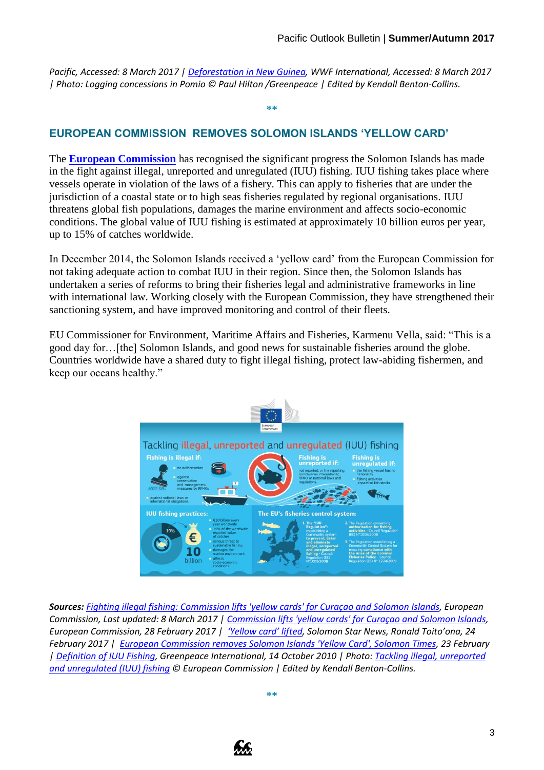*Pacific, Accessed: 8 March 2017 | Deforestation in New Guinea, WWF International, Accessed: 8 March 2017 | Photo: Logging concessions in Pomio © Paul Hilton /Greenpeace | Edited by Kendall Benton-Collins.*

**

## EUROPEAN COMMISSION REMOVES SOLOMON ISLANDS 'YELLOW CARD'

The **European Commission** has recognised the significant progress the Solomon Islands has made in the fight against illegal, unreported and unregulated (IUU) fishing. IUU fishing takes place where vessels operate in violation of the laws of a fishery. This can apply to fisheries that are under the jurisdiction of a coastal state or to high seas fisheries regulated by regional organisations. IUU threatens global fish populations, damages the marine environment and affects socio-economic conditions. The global value of IUU fishing is estimated at approximately 10 billion euros per year, up to 15% of catches worldwide.

In December 2014, the Solomon Islands received a 'yellow card' from the European Commission for not taking adequate action to combat IUU in their region. Since then, the Solomon Islands has undertaken a series of reforms to bring their fisheries legal and administrative frameworks in line with international law. Working closely with the European Commission, they have strengthened their sanctioning system, and have improved monitoring and control of their fleets.

EU Commissioner for Environment, Maritime Affairs and Fisheries, Karmenu Vella, said: "This is a good day for…[the] Solomon Islands, and good news for sustainable fisheries around the globe. Countries worldwide have a shared duty to fight illegal fishing, protect law-abiding fishermen, and keep our oceans healthy."

***Sources:*** *Fighting illegal fishing: Commission lifts 'yellow cards' for Curaçao and Solomon Islands, European Commission, Last updated: 8 March 2017 | Commission lifts 'yellow cards' for Curaçao and Solomon Islands, European Commission, 28 February 2017 | 'Yellow card' lifted, Solomon Star News, Ronald Toito'ona, 24 February 2017 | European Commission removes Solomon Islands 'Yellow Card', Solomon Times, 23 February | Definition of IUU Fishing, Greenpeace International, 14 October 2010 | Photo: Tackling illegal, unreported and unregulated (IUU) fishing © European Commission | Edited by Kendall Benton-Collins.*

**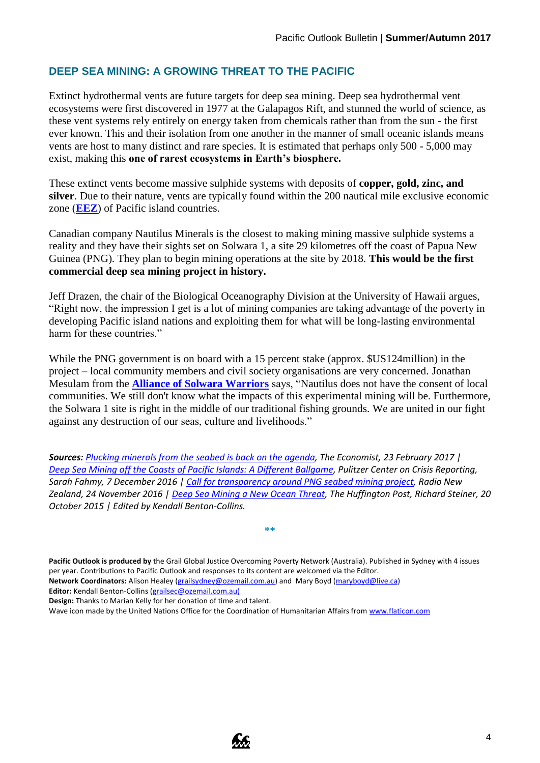## DEEP SEA MINING: A GROWING THREAT TO THE PACIFIC

Extinct hydrothermal vents are future targets for deep sea mining. Deep sea hydrothermal vent ecosystems were first discovered in 1977 at the Galapagos Rift, and stunned the world of science, as these vent systems rely entirely on energy taken from chemicals rather than from the sun - the first ever known. This and their isolation from one another in the manner of small oceanic islands means vents are host to many distinct and rare species. It is estimated that perhaps only 500 - 5,000 may exist, making this **one of rarest ecosystems in Earth's biosphere.**

These extinct vents become massive sulphide systems with deposits of **copper, gold, zinc, and silver**. Due to their nature, vents are typically found within the 200 nautical mile exclusive economic zone (**EEZ**) of Pacific island countries.

Canadian company Nautilus Minerals is the closest to making mining massive sulphide systems a reality and they have their sights set on Solwara 1, a site 29 kilometres off the coast of Papua New Guinea (PNG). They plan to begin mining operations at the site by 2018. **This would be the first commercial deep sea mining project in history.**

Jeff Drazen, the chair of the Biological Oceanography Division at the University of Hawaii argues, "Right now, the impression I get is a lot of mining companies are taking advantage of the poverty in developing Pacific island nations and exploiting them for what will be long-lasting environmental harm for these countries."

While the PNG government is on board with a 15 percent stake (approx. $US124million) in the project – local community members and civil society organisations are very concerned. Jonathan Mesulam from the **Alliance of Solwara Warriors** says, "Nautilus does not have the consent of local communities. We still don't know what the impacts of this experimental mining will be. Furthermore, the Solwara 1 site is right in the middle of our traditional fishing grounds. We are united in our fight against any destruction of our seas, culture and livelihoods."

***Sources:*** *Plucking minerals from the seabed is back on the agenda, The Economist, 23 February 2017 | Deep Sea Mining off the Coasts of Pacific Islands: A Different Ballgame, Pulitzer Center on Crisis Reporting, Sarah Fahmy, 7 December 2016 | Call for transparency around PNG seabed mining project, Radio New Zealand, 24 November 2016 | Deep Sea Mining a New Ocean Threat, The Huffington Post, Richard Steiner, 20 October 2015 | Edited by Kendall Benton-Collins.*

**

**Pacific Outlook is produced by** the Grail Global Justice Overcoming Poverty Network (Australia). Published in Sydney with 4 issues per year. Contributions to Pacific Outlook and responses to its content are welcomed via the Editor.
**Network Coordinators:** Alison Healey (grailsydney@ozemail.com.au) and Mary Boyd (maryboyd@live.ca)
**Editor:** Kendall Benton-Collins (grailsec@ozemail.com.au)
**Design:** Thanks to Marian Kelly for her donation of time and talent.
Wave icon made by the United Nations Office for the Coordination of Humanitarian Affairs from www.flaticon.com